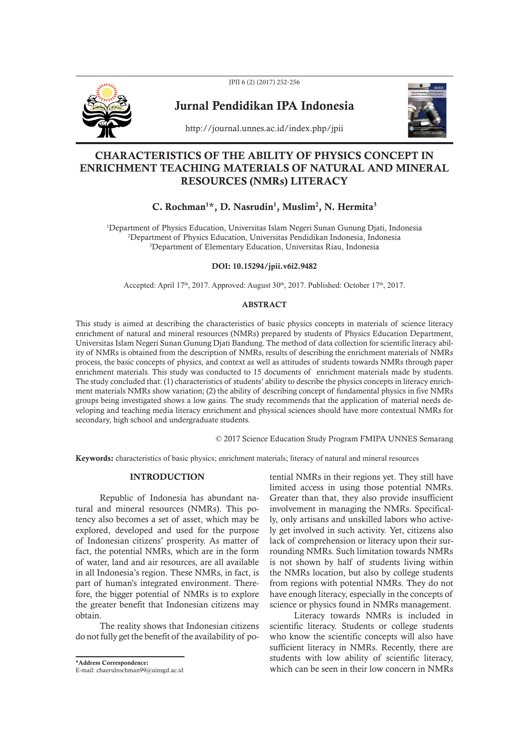# CHARACTERISTICS OF THE ABILITY OF PHYSICS CONCEPT IN ENRICHMENT TEACHING MATERIALS OF NATURAL AND MINERAL RESOURCES (NMRs) LITERACY

**C. Rochman[1]*, D. Nasrudin[1], Muslim[2], N. Hermita[3]**

[1]Department of Physics Education, Universitas Islam Negeri Sunan Gunung Djati, Indonesia
[2]Department of Physics Education, Universitas Pendidikan Indonesia, Indonesia
[3]Department of Elementary Education, Universitas Riau, Indonesia

**DOI: 10.15294/jpii.v6i2.9482**

Accepted: April 17th, 2017. Approved: August 30th, 2017. Published: October 17th, 2017.

## ABSTRACT

This study is aimed at describing the characteristics of basic physics concepts in materials of science literacy enrichment of natural and mineral resources (NMRs) prepared by students of Physics Education Department, Universitas Islam Negeri Sunan Gunung Djati Bandung. The method of data collection for scientific literacy ability of NMRs is obtained from the description of NMRs, results of describing the enrichment materials of NMRs process, the basic concepts of physics, and context as well as attitudes of students towards NMRs through paper enrichment materials. This study was conducted to 15 documents of enrichment materials made by students. The study concluded that: (1) characteristics of students' ability to describe the physics concepts in literacy enrichment materials NMRs show variation; (2) the ability of describing concept of fundamental physics in five NMRs groups being investigated shows a low gains. The study recommends that the application of material needs developing and teaching media literacy enrichment and physical sciences should have more contextual NMRs for secondary, high school and undergraduate students.

© 2017 Science Education Study Program FMIPA UNNES Semarang

**Keywords:** characteristics of basic physics; enrichment materials; literacy of natural and mineral resources

## INTRODUCTION

Republic of Indonesia has abundant natural and mineral resources (NMRs). This potency also becomes a set of asset, which may be explored, developed and used for the purpose of Indonesian citizens' prosperity. As matter of fact, the potential NMRs, which are in the form of water, land and air resources, are all available in all Indonesia's region. These NMRs, in fact, is part of human's integrated environment. Therefore, the bigger potential of NMRs is to explore the greater benefit that Indonesian citizens may obtain.

The reality shows that Indonesian citizens do not fully get the benefit of the availability of potential NMRs in their regions yet. They still have limited access in using those potential NMRs. Greater than that, they also provide insufficient involvement in managing the NMRs. Specifically, only artisans and unskilled labors who actively get involved in such activity. Yet, citizens also lack of comprehension or literacy upon their surrounding NMRs. Such limitation towards NMRs is not shown by half of students living within the NMRs location, but also by college students from regions with potential NMRs. They do not have enough literacy, especially in the concepts of science or physics found in NMRs management.

Literacy towards NMRs is included in scientific literacy. Students or college students who know the scientific concepts will also have sufficient literacy in NMRs. Recently, there are students with low ability of scientific literacy, which can be seen in their low concern in NMRs

*Address Correspondence:
E-mail: chaerulrochman99@uinsgd.ac.id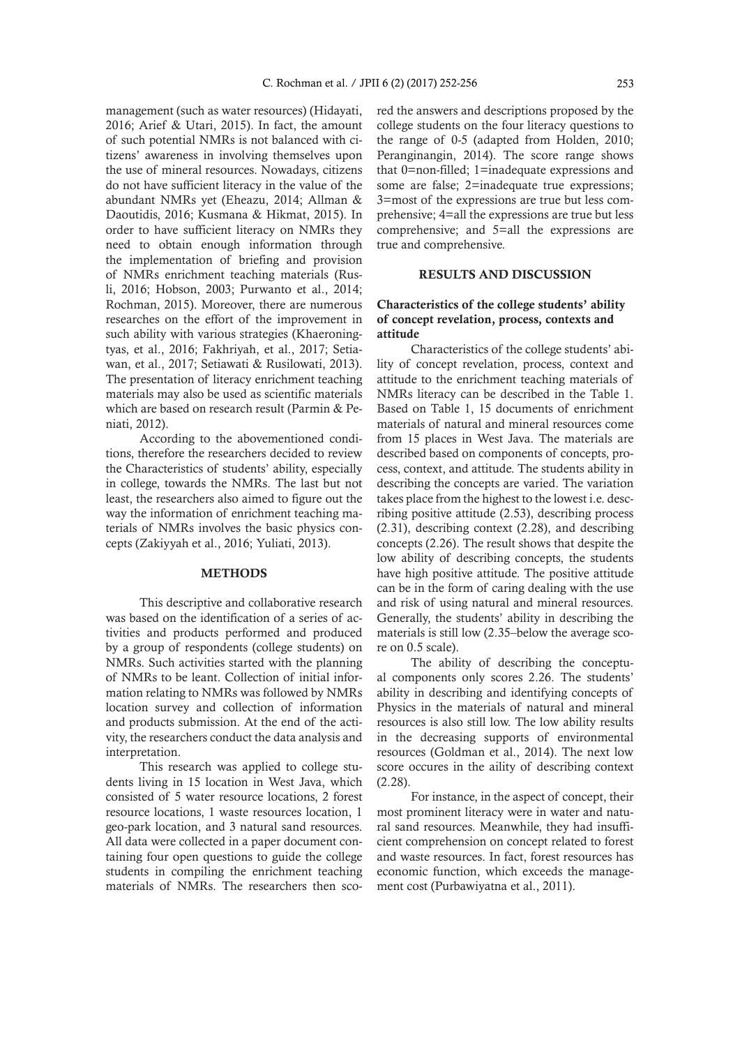management (such as water resources) (Hidayati, 2016; Arief & Utari, 2015). In fact, the amount of such potential NMRs is not balanced with citizens' awareness in involving themselves upon the use of mineral resources. Nowadays, citizens do not have sufficient literacy in the value of the abundant NMRs yet (Eheazu, 2014; Allman & Daoutidis, 2016; Kusmana & Hikmat, 2015). In order to have sufficient literacy on NMRs they need to obtain enough information through the implementation of briefing and provision of NMRs enrichment teaching materials (Rusli, 2016; Hobson, 2003; Purwanto et al., 2014; Rochman, 2015). Moreover, there are numerous researches on the effort of the improvement in such ability with various strategies (Khaeroningtyas, et al., 2016; Fakhriyah, et al., 2017; Setiawan, et al., 2017; Setiawati & Rusilowati, 2013). The presentation of literacy enrichment teaching materials may also be used as scientific materials which are based on research result (Parmin & Peniati, 2012).

According to the abovementioned conditions, therefore the researchers decided to review the Characteristics of students' ability, especially in college, towards the NMRs. The last but not least, the researchers also aimed to figure out the way the information of enrichment teaching materials of NMRs involves the basic physics concepts (Zakiyyah et al., 2016; Yuliati, 2013).

## METHODS

This descriptive and collaborative research was based on the identification of a series of activities and products performed and produced by a group of respondents (college students) on NMRs. Such activities started with the planning of NMRs to be leant. Collection of initial information relating to NMRs was followed by NMRs location survey and collection of information and products submission. At the end of the activity, the researchers conduct the data analysis and interpretation.

This research was applied to college students living in 15 location in West Java, which consisted of 5 water resource locations, 2 forest resource locations, 1 waste resources location, 1 geo-park location, and 3 natural sand resources. All data were collected in a paper document containing four open questions to guide the college students in compiling the enrichment teaching materials of NMRs. The researchers then scored the answers and descriptions proposed by the college students on the four literacy questions to the range of 0-5 (adapted from Holden, 2010; Peranginangin, 2014). The score range shows that 0=non-filled; 1=inadequate expressions and some are false; 2=inadequate true expressions; 3=most of the expressions are true but less comprehensive; 4=all the expressions are true but less comprehensive; and 5=all the expressions are true and comprehensive.

## RESULTS AND DISCUSSION

### Characteristics of the college students' ability of concept revelation, process, contexts and attitude

Characteristics of the college students' ability of concept revelation, process, context and attitude to the enrichment teaching materials of NMRs literacy can be described in the Table 1. Based on Table 1, 15 documents of enrichment materials of natural and mineral resources come from 15 places in West Java. The materials are described based on components of concepts, process, context, and attitude. The students ability in describing the concepts are varied. The variation takes place from the highest to the lowest i.e. describing positive attitude (2.53), describing process (2.31), describing context (2.28), and describing concepts (2.26). The result shows that despite the low ability of describing concepts, the students have high positive attitude. The positive attitude can be in the form of caring dealing with the use and risk of using natural and mineral resources. Generally, the students' ability in describing the materials is still low (2.35–below the average score on 0.5 scale).

The ability of describing the conceptual components only scores 2.26. The students' ability in describing and identifying concepts of Physics in the materials of natural and mineral resources is also still low. The low ability results in the decreasing supports of environmental resources (Goldman et al., 2014). The next low score occures in the aility of describing context (2.28).

For instance, in the aspect of concept, their most prominent literacy were in water and natural sand resources. Meanwhile, they had insufficient comprehension on concept related to forest and waste resources. In fact, forest resources has economic function, which exceeds the management cost (Purbawiyatna et al., 2011).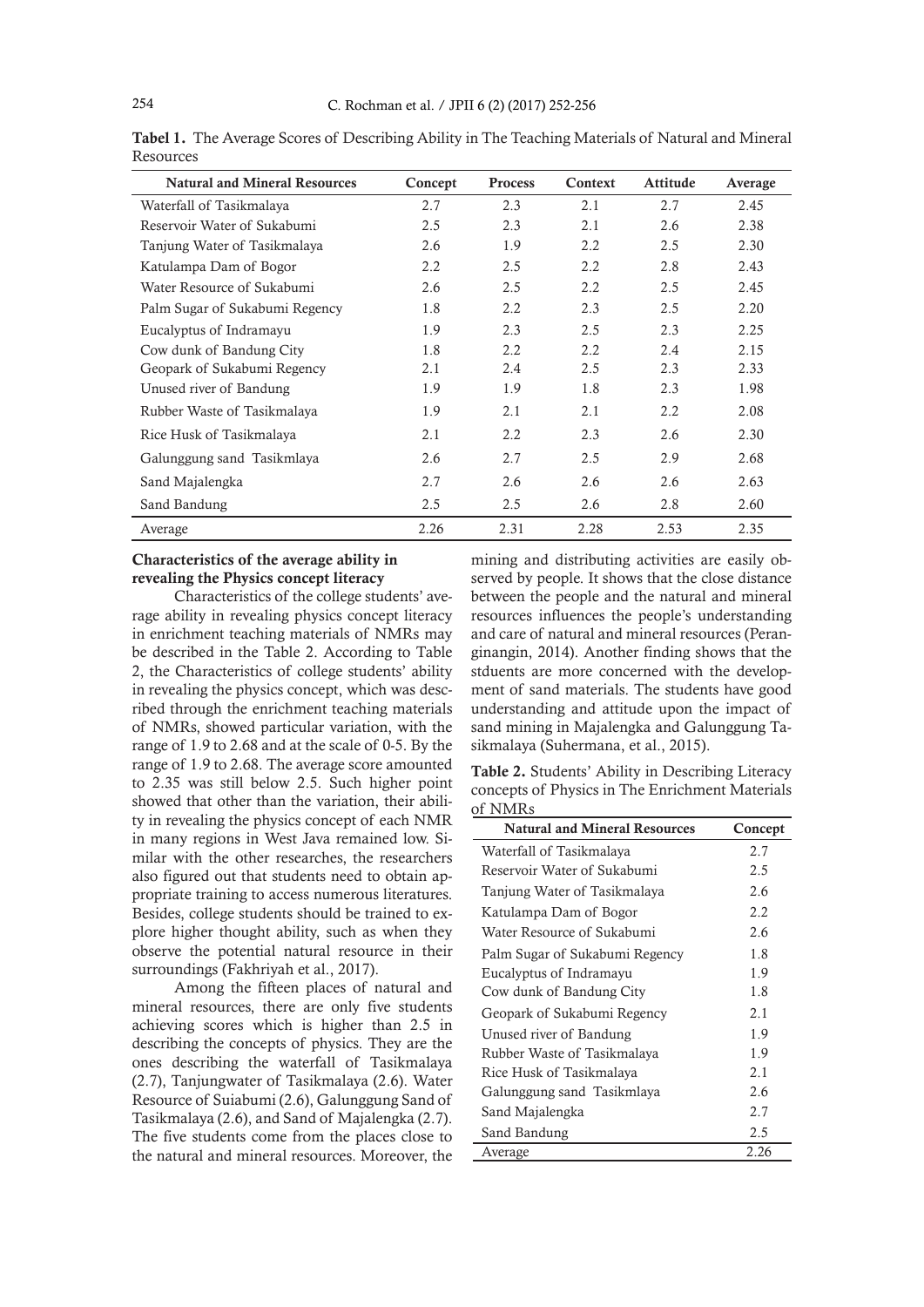**Tabel 1.** The Average Scores of Describing Ability in The Teaching Materials of Natural and Mineral Resources

| Natural and Mineral Resources | Concept | Process | Context | Attitude | Average |
|---|---|---|---|---|---|
| Waterfall of Tasikmalaya | 2.7 | 2.3 | 2.1 | 2.7 | 2.45 |
| Reservoir Water of Sukabumi | 2.5 | 2.3 | 2.1 | 2.6 | 2.38 |
| Tanjung Water of Tasikmalaya | 2.6 | 1.9 | 2.2 | 2.5 | 2.30 |
| Katulampa Dam of Bogor | 2.2 | 2.5 | 2.2 | 2.8 | 2.43 |
| Water Resource of Sukabumi | 2.6 | 2.5 | 2.2 | 2.5 | 2.45 |
| Palm Sugar of Sukabumi Regency | 1.8 | 2.2 | 2.3 | 2.5 | 2.20 |
| Eucalyptus of Indramayu | 1.9 | 2.3 | 2.5 | 2.3 | 2.25 |
| Cow dunk of Bandung City | 1.8 | 2.2 | 2.2 | 2.4 | 2.15 |
| Geopark of Sukabumi Regency | 2.1 | 2.4 | 2.5 | 2.3 | 2.33 |
| Unused river of Bandung | 1.9 | 1.9 | 1.8 | 2.3 | 1.98 |
| Rubber Waste of Tasikmalaya | 1.9 | 2.1 | 2.1 | 2.2 | 2.08 |
| Rice Husk of Tasikmalaya | 2.1 | 2.2 | 2.3 | 2.6 | 2.30 |
| Galunggung sand Tasikmlaya | 2.6 | 2.7 | 2.5 | 2.9 | 2.68 |
| Sand Majalengka | 2.7 | 2.6 | 2.6 | 2.6 | 2.63 |
| Sand Bandung | 2.5 | 2.5 | 2.6 | 2.8 | 2.60 |
| Average | 2.26 | 2.31 | 2.28 | 2.53 | 2.35 |

**Characteristics of the average ability in revealing the Physics concept literacy**

Characteristics of the college students' average ability in revealing physics concept literacy in enrichment teaching materials of NMRs may be described in the Table 2. According to Table 2, the Characteristics of college students' ability in revealing the physics concept, which was described through the enrichment teaching materials of NMRs, showed particular variation, with the range of 1.9 to 2.68 and at the scale of 0-5. By the range of 1.9 to 2.68. The average score amounted to 2.35 was still below 2.5. Such higher point showed that other than the variation, their ability in revealing the physics concept of each NMR in many regions in West Java remained low. Similar with the other researches, the researchers also figured out that students need to obtain appropriate training to access numerous literatures. Besides, college students should be trained to explore higher thought ability, such as when they observe the potential natural resource in their surroundings (Fakhriyah et al., 2017).

Among the fifteen places of natural and mineral resources, there are only five students achieving scores which is higher than 2.5 in describing the concepts of physics. They are the ones describing the waterfall of Tasikmalaya (2.7), Tanjungwater of Tasikmalaya (2.6). Water Resource of Suiabumi (2.6), Galunggung Sand of Tasikmalaya (2.6), and Sand of Majalengka (2.7). The five students come from the places close to the natural and mineral resources. Moreover, the mining and distributing activities are easily observed by people. It shows that the close distance between the people and the natural and mineral resources influences the people's understanding and care of natural and mineral resources (Peranginangin, 2014). Another finding shows that the stduents are more concerned with the development of sand materials. The students have good understanding and attitude upon the impact of sand mining in Majalengka and Galunggung Tasikmalaya (Suhermana, et al., 2015).

**Table 2.** Students' Ability in Describing Literacy concepts of Physics in The Enrichment Materials of NMRs

| Natural and Mineral Resources | Concept |
|---|---|
| Waterfall of Tasikmalaya | 2.7 |
| Reservoir Water of Sukabumi | 2.5 |
| Tanjung Water of Tasikmalaya | 2.6 |
| Katulampa Dam of Bogor | 2.2 |
| Water Resource of Sukabumi | 2.6 |
| Palm Sugar of Sukabumi Regency | 1.8 |
| Eucalyptus of Indramayu | 1.9 |
| Cow dunk of Bandung City | 1.8 |
| Geopark of Sukabumi Regency | 2.1 |
| Unused river of Bandung | 1.9 |
| Rubber Waste of Tasikmalaya | 1.9 |
| Rice Husk of Tasikmalaya | 2.1 |
| Galunggung sand Tasikmlaya | 2.6 |
| Sand Majalengka | 2.7 |
| Sand Bandung | 2.5 |
| Average | 2.26 |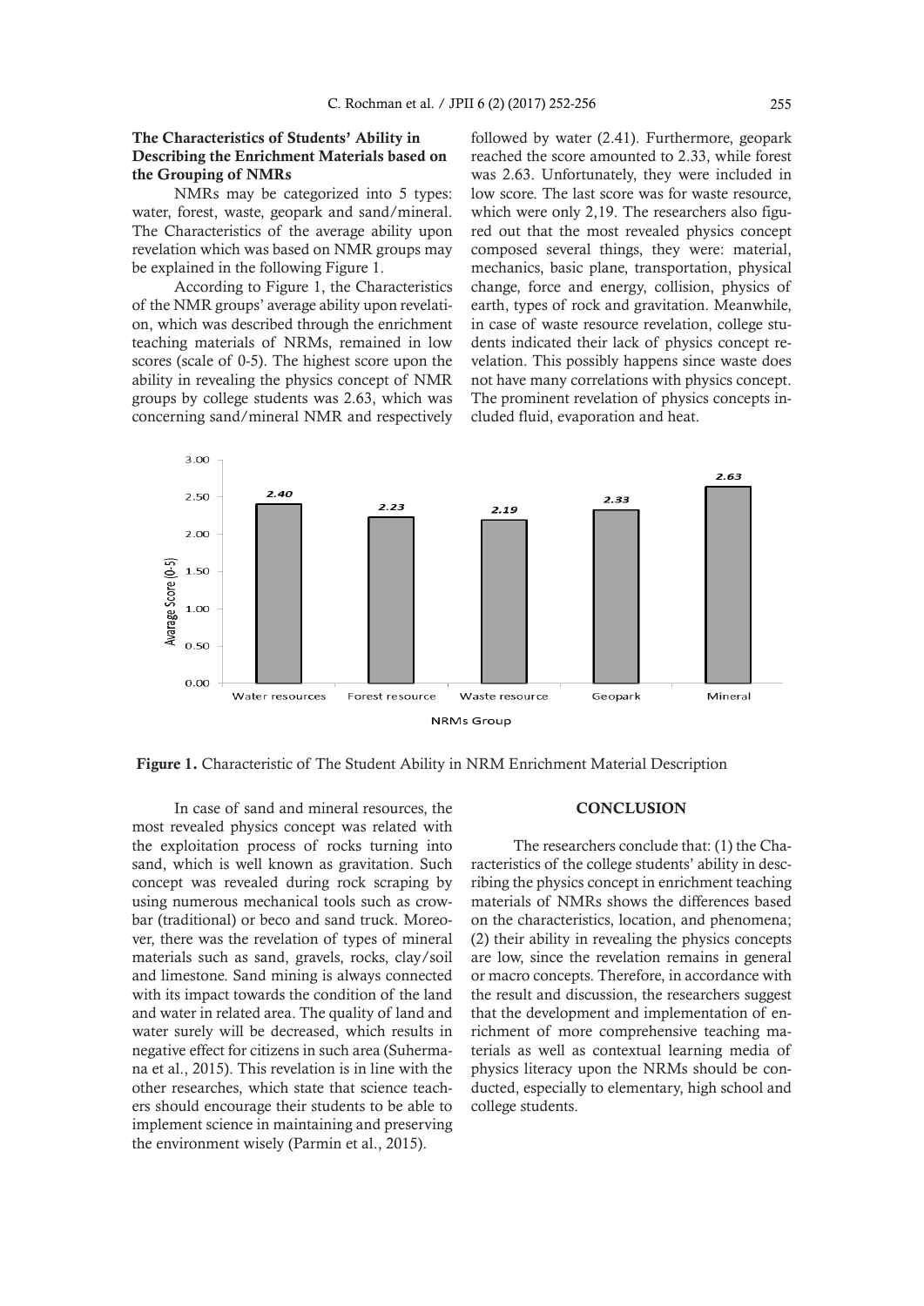### The Characteristics of Students' Ability in Describing the Enrichment Materials based on the Grouping of NMRs

NMRs may be categorized into 5 types: water, forest, waste, geopark and sand/mineral. The Characteristics of the average ability upon revelation which was based on NMR groups may be explained in the following Figure 1.

According to Figure 1, the Characteristics of the NMR groups' average ability upon revelation, which was described through the enrichment teaching materials of NRMs, remained in low scores (scale of 0-5). The highest score upon the ability in revealing the physics concept of NMR groups by college students was 2.63, which was concerning sand/mineral NMR and respectively followed by water (2.41). Furthermore, geopark reached the score amounted to 2.33, while forest was 2.63. Unfortunately, they were included in low score. The last score was for waste resource, which were only 2,19. The researchers also figured out that the most revealed physics concept composed several things, they were: material, mechanics, basic plane, transportation, physical change, force and energy, collision, physics of earth, types of rock and gravitation. Meanwhile, in case of waste resource revelation, college students indicated their lack of physics concept revelation. This possibly happens since waste does not have many correlations with physics concept. The prominent revelation of physics concepts included fluid, evaporation and heat.

**Figure 1.** Characteristic of The Student Ability in NRM Enrichment Material Description

In case of sand and mineral resources, the most revealed physics concept was related with the exploitation process of rocks turning into sand, which is well known as gravitation. Such concept was revealed during rock scraping by using numerous mechanical tools such as crowbar (traditional) or beco and sand truck. Moreover, there was the revelation of types of mineral materials such as sand, gravels, rocks, clay/soil and limestone. Sand mining is always connected with its impact towards the condition of the land and water in related area. The quality of land and water surely will be decreased, which results in negative effect for citizens in such area (Suhermana et al., 2015). This revelation is in line with the other researches, which state that science teachers should encourage their students to be able to implement science in maintaining and preserving the environment wisely (Parmin et al., 2015).

## CONCLUSION

The researchers conclude that: (1) the Characteristics of the college students' ability in describing the physics concept in enrichment teaching materials of NMRs shows the differences based on the characteristics, location, and phenomena; (2) their ability in revealing the physics concepts are low, since the revelation remains in general or macro concepts. Therefore, in accordance with the result and discussion, the researchers suggest that the development and implementation of enrichment of more comprehensive teaching materials as well as contextual learning media of physics literacy upon the NRMs should be conducted, especially to elementary, high school and college students.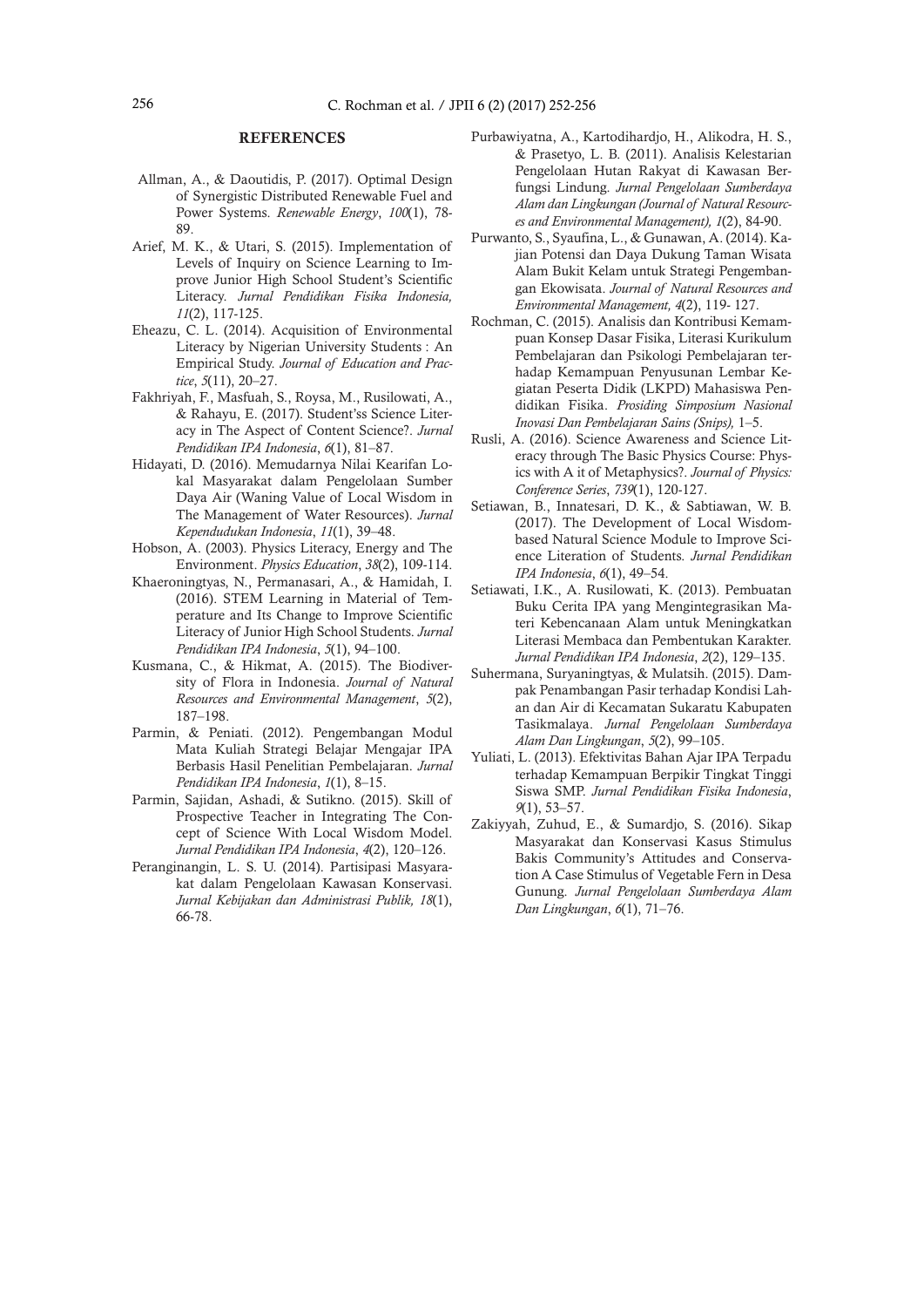## REFERENCES

Allman, A., & Daoutidis, P. (2017). Optimal Design of Synergistic Distributed Renewable Fuel and Power Systems. *Renewable Energy*, *100*(1), 78-89.

Arief, M. K., & Utari, S. (2015). Implementation of Levels of Inquiry on Science Learning to Improve Junior High School Student's Scientific Literacy. *Jurnal Pendidikan Fisika Indonesia, 11*(2), 117-125.

Eheazu, C. L. (2014). Acquisition of Environmental Literacy by Nigerian University Students : An Empirical Study. *Journal of Education and Practice*, *5*(11), 20–27.

Fakhriyah, F., Masfuah, S., Roysa, M., Rusilowati, A., & Rahayu, E. (2017). Student'ss Science Literacy in The Aspect of Content Science?. *Jurnal Pendidikan IPA Indonesia*, *6*(1), 81–87.

Hidayati, D. (2016). Memudarnya Nilai Kearifan Lokal Masyarakat dalam Pengelolaan Sumber Daya Air (Waning Value of Local Wisdom in The Management of Water Resources). *Jurnal Kependudukan Indonesia*, *11*(1), 39–48.

Hobson, A. (2003). Physics Literacy, Energy and The Environment. *Physics Education*, *38*(2), 109-114.

Khaeroningtyas, N., Permanasari, A., & Hamidah, I. (2016). STEM Learning in Material of Temperature and Its Change to Improve Scientific Literacy of Junior High School Students. *Jurnal Pendidikan IPA Indonesia*, *5*(1), 94–100.

Kusmana, C., & Hikmat, A. (2015). The Biodiversity of Flora in Indonesia. *Journal of Natural Resources and Environmental Management*, *5*(2), 187–198.

Parmin, & Peniati. (2012). Pengembangan Modul Mata Kuliah Strategi Belajar Mengajar IPA Berbasis Hasil Penelitian Pembelajaran. *Jurnal Pendidikan IPA Indonesia*, *1*(1), 8–15.

Parmin, Sajidan, Ashadi, & Sutikno. (2015). Skill of Prospective Teacher in Integrating The Concept of Science With Local Wisdom Model. *Jurnal Pendidikan IPA Indonesia*, *4*(2), 120–126.

Peranginangin, L. S. U. (2014). Partisipasi Masyarakat dalam Pengelolaan Kawasan Konservasi. *Jurnal Kebijakan dan Administrasi Publik, 18*(1), 66-78.

Purbawiyatna, A., Kartodihardjo, H., Alikodra, H. S., & Prasetyo, L. B. (2011). Analisis Kelestarian Pengelolaan Hutan Rakyat di Kawasan Berfungsi Lindung. *Jurnal Pengelolaan Sumberdaya Alam dan Lingkungan (Journal of Natural Resources and Environmental Management), 1*(2), 84-90.

Purwanto, S., Syaufina, L., & Gunawan, A. (2014). Kajian Potensi dan Daya Dukung Taman Wisata Alam Bukit Kelam untuk Strategi Pengembangan Ekowisata. *Journal of Natural Resources and Environmental Management, 4*(2), 119- 127.

Rochman, C. (2015). Analisis dan Kontribusi Kemampuan Konsep Dasar Fisika, Literasi Kurikulum Pembelajaran dan Psikologi Pembelajaran terhadap Kemampuan Penyusunan Lembar Kegiatan Peserta Didik (LKPD) Mahasiswa Pendidikan Fisika. *Prosiding Simposium Nasional Inovasi Dan Pembelajaran Sains (Snips),* 1–5.

Rusli, A. (2016). Science Awareness and Science Literacy through The Basic Physics Course: Physics with A it of Metaphysics?. *Journal of Physics: Conference Series*, *739*(1), 120-127.

Setiawan, B., Innatesari, D. K., & Sabtiawan, W. B. (2017). The Development of Local Wisdom-based Natural Science Module to Improve Science Literation of Students. *Jurnal Pendidikan IPA Indonesia*, *6*(1), 49–54.

Setiawati, I.K., A. Rusilowati, K. (2013). Pembuatan Buku Cerita IPA yang Mengintegrasikan Materi Kebencanaan Alam untuk Meningkatkan Literasi Membaca dan Pembentukan Karakter. *Jurnal Pendidikan IPA Indonesia*, *2*(2), 129–135.

Suhermana, Suryaningtyas, & Mulatsih. (2015). Dampak Penambangan Pasir terhadap Kondisi Lahan dan Air di Kecamatan Sukaratu Kabupaten Tasikmalaya. *Jurnal Pengelolaan Sumberdaya Alam Dan Lingkungan*, *5*(2), 99–105.

Yuliati, L. (2013). Efektivitas Bahan Ajar IPA Terpadu terhadap Kemampuan Berpikir Tingkat Tinggi Siswa SMP. *Jurnal Pendidikan Fisika Indonesia*, *9*(1), 53–57.

Zakiyyah, Zuhud, E., & Sumardjo, S. (2016). Sikap Masyarakat dan Konservasi Kasus Stimulus Bakis Community's Attitudes and Conservation A Case Stimulus of Vegetable Fern in Desa Gunung. *Jurnal Pengelolaan Sumberdaya Alam Dan Lingkungan*, *6*(1), 71–76.